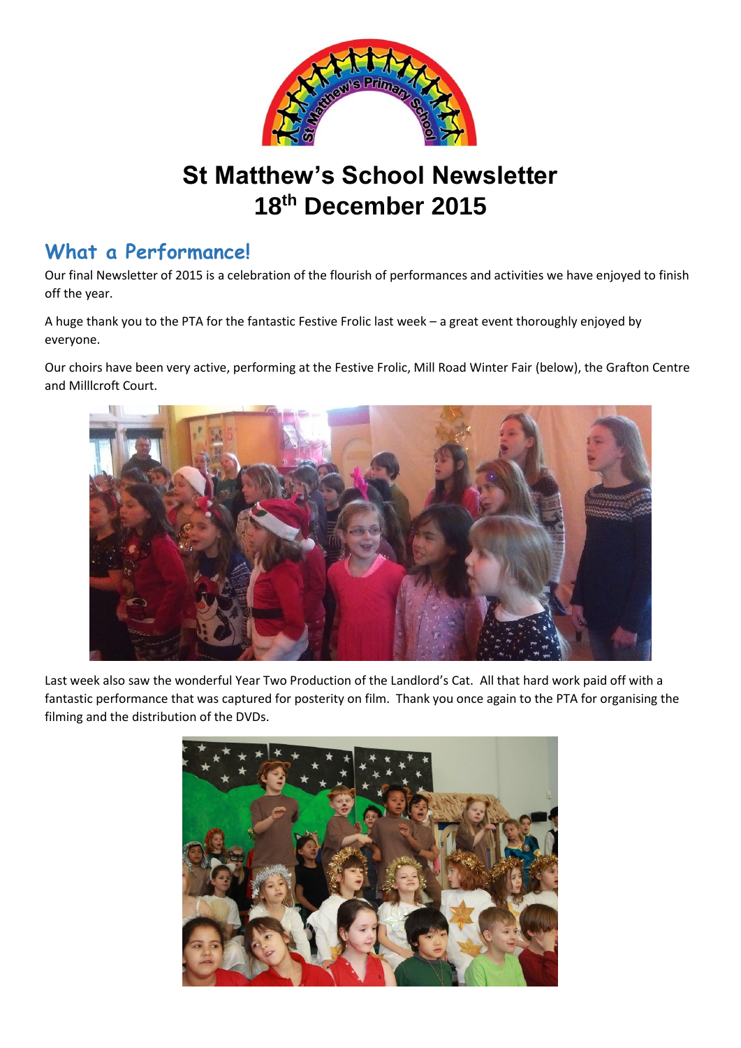# St Matthew's School Newsletter
# 18th December 2015

## What a Performance!

Our final Newsletter of 2015 is a celebration of the flourish of performances and activities we have enjoyed to finish off the year.

A huge thank you to the PTA for the fantastic Festive Frolic last week – a great event thoroughly enjoyed by everyone.

Our choirs have been very active, performing at the Festive Frolic, Mill Road Winter Fair (below), the Grafton Centre and Milllcroft Court.

Last week also saw the wonderful Year Two Production of the Landlord's Cat. All that hard work paid off with a fantastic performance that was captured for posterity on film. Thank you once again to the PTA for organising the filming and the distribution of the DVDs.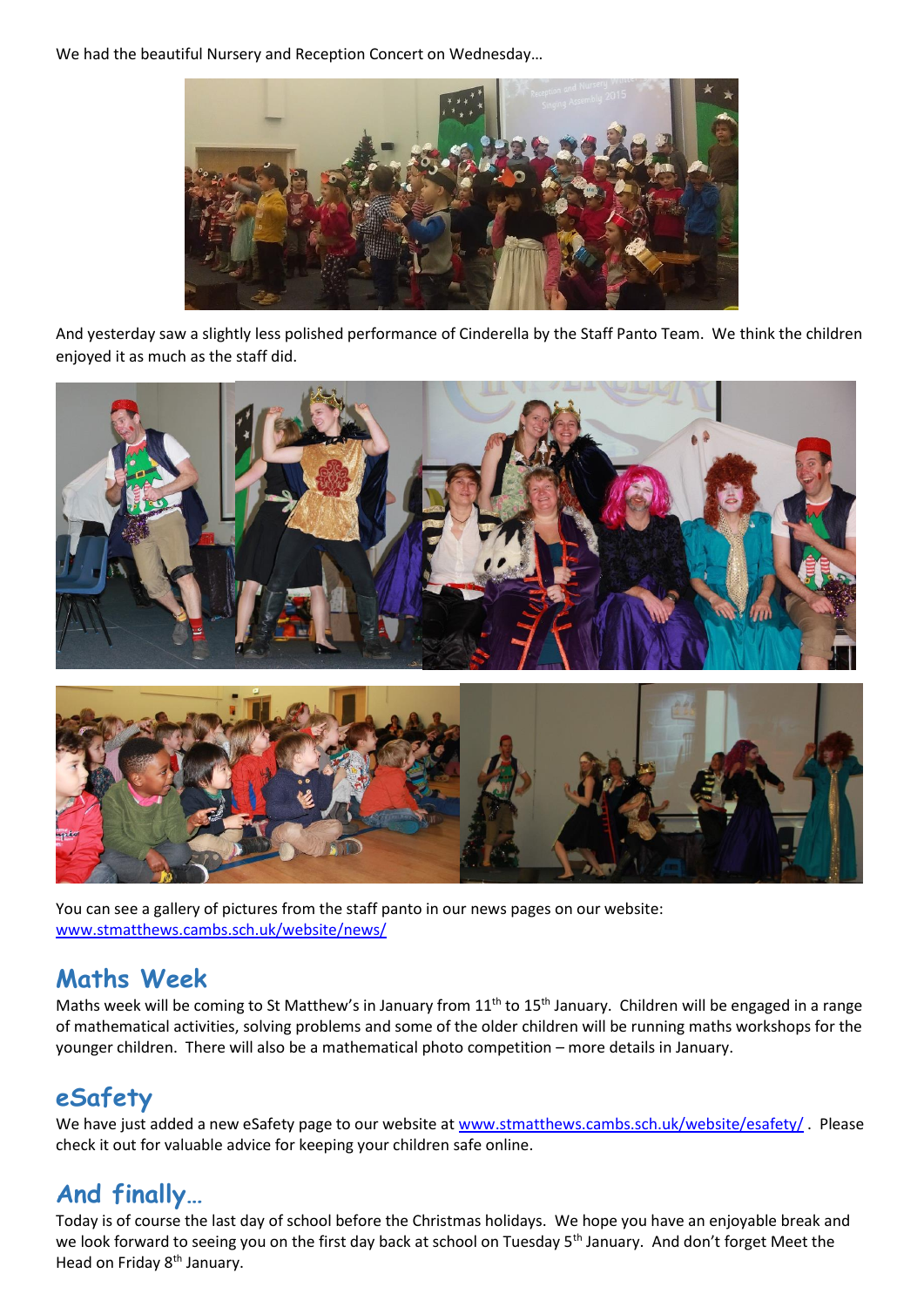We had the beautiful Nursery and Reception Concert on Wednesday…

And yesterday saw a slightly less polished performance of Cinderella by the Staff Panto Team. We think the children enjoyed it as much as the staff did.

You can see a gallery of pictures from the staff panto in our news pages on our website: [www.stmatthews.cambs.sch.uk/website/news/](www.stmatthews.cambs.sch.uk/website/news/)

## Maths Week

Maths week will be coming to St Matthew's in January from 11th to 15th January. Children will be engaged in a range of mathematical activities, solving problems and some of the older children will be running maths workshops for the younger children. There will also be a mathematical photo competition – more details in January.

## eSafety

We have just added a new eSafety page to our website at [www.stmatthews.cambs.sch.uk/website/esafety/](www.stmatthews.cambs.sch.uk/website/esafety/) . Please check it out for valuable advice for keeping your children safe online.

## And finally…

Today is of course the last day of school before the Christmas holidays. We hope you have an enjoyable break and we look forward to seeing you on the first day back at school on Tuesday 5th January. And don't forget Meet the Head on Friday 8th January.